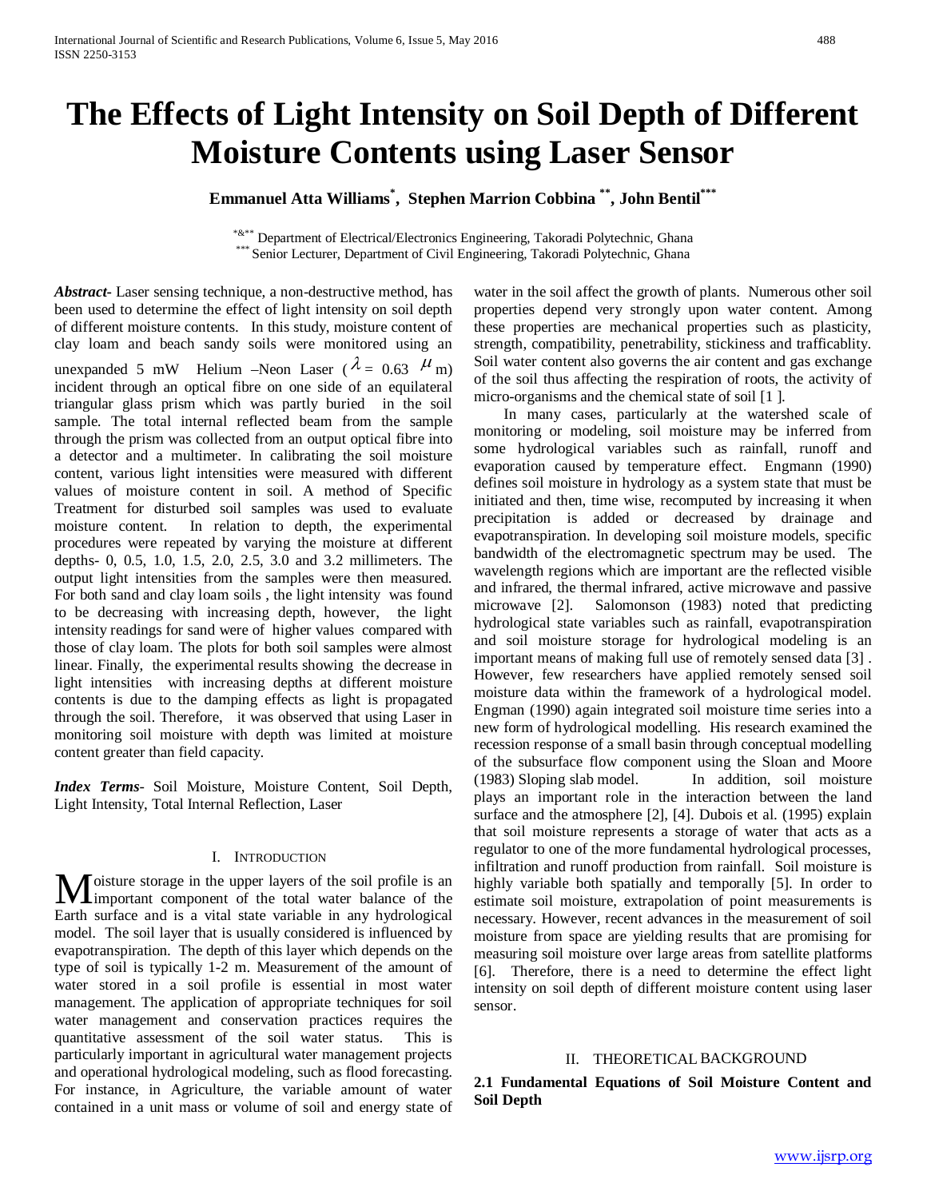# The Effects of Light Intensity on Soil Depth of Different Moisture Contents using Laser Sensor

**Emmanuel Atta Williams[*], Stephen Marrion Cobbina [**], John Bentil[***]**

[*&**] Department of Electrical/Electronics Engineering, Takoradi Polytechnic, Ghana
[***] Senior Lecturer, Department of Civil Engineering, Takoradi Polytechnic, Ghana

***Abstract***- Laser sensing technique, a non-destructive method, has been used to determine the effect of light intensity on soil depth of different moisture contents. In this study, moisture content of clay loam and beach sandy soils were monitored using an unexpanded 5 mW Helium –Neon Laser ($\lambda = 0.63\ \mu$m) incident through an optical fibre on one side of an equilateral triangular glass prism which was partly buried in the soil sample. The total internal reflected beam from the sample through the prism was collected from an output optical fibre into a detector and a multimeter. In calibrating the soil moisture content, various light intensities were measured with different values of moisture content in soil. A method of Specific Treatment for disturbed soil samples was used to evaluate moisture content. In relation to depth, the experimental procedures were repeated by varying the moisture at different depths- 0, 0.5, 1.0, 1.5, 2.0, 2.5, 3.0 and 3.2 millimeters. The output light intensities from the samples were then measured. For both sand and clay loam soils , the light intensity was found to be decreasing with increasing depth, however, the light intensity readings for sand were of higher values compared with those of clay loam. The plots for both soil samples were almost linear. Finally, the experimental results showing the decrease in light intensities with increasing depths at different moisture contents is due to the damping effects as light is propagated through the soil. Therefore, it was observed that using Laser in monitoring soil moisture with depth was limited at moisture content greater than field capacity.

***Index Terms***- Soil Moisture, Moisture Content, Soil Depth, Light Intensity, Total Internal Reflection, Laser

## I. Introduction

Moisture storage in the upper layers of the soil profile is an important component of the total water balance of the Earth surface and is a vital state variable in any hydrological model. The soil layer that is usually considered is influenced by evapotranspiration. The depth of this layer which depends on the type of soil is typically 1-2 m. Measurement of the amount of water stored in a soil profile is essential in most water management. The application of appropriate techniques for soil water management and conservation practices requires the quantitative assessment of the soil water status. This is particularly important in agricultural water management projects and operational hydrological modeling, such as flood forecasting. For instance, in Agriculture, the variable amount of water contained in a unit mass or volume of soil and energy state of water in the soil affect the growth of plants. Numerous other soil properties depend very strongly upon water content. Among these properties are mechanical properties such as plasticity, strength, compatibility, penetrability, stickiness and trafficablity. Soil water content also governs the air content and gas exchange of the soil thus affecting the respiration of roots, the activity of micro-organisms and the chemical state of soil [1 ].

In many cases, particularly at the watershed scale of monitoring or modeling, soil moisture may be inferred from some hydrological variables such as rainfall, runoff and evaporation caused by temperature effect. Engmann (1990) defines soil moisture in hydrology as a system state that must be initiated and then, time wise, recomputed by increasing it when precipitation is added or decreased by drainage and evapotranspiration. In developing soil moisture models, specific bandwidth of the electromagnetic spectrum may be used. The wavelength regions which are important are the reflected visible and infrared, the thermal infrared, active microwave and passive microwave [2]. Salomonson (1983) noted that predicting hydrological state variables such as rainfall, evapotranspiration and soil moisture storage for hydrological modeling is an important means of making full use of remotely sensed data [3] . However, few researchers have applied remotely sensed soil moisture data within the framework of a hydrological model. Engman (1990) again integrated soil moisture time series into a new form of hydrological modelling. His research examined the recession response of a small basin through conceptual modelling of the subsurface flow component using the Sloan and Moore (1983) Sloping slab model. In addition, soil moisture plays an important role in the interaction between the land surface and the atmosphere [2], [4]. Dubois et al. (1995) explain that soil moisture represents a storage of water that acts as a regulator to one of the more fundamental hydrological processes, infiltration and runoff production from rainfall. Soil moisture is highly variable both spatially and temporally [5]. In order to estimate soil moisture, extrapolation of point measurements is necessary. However, recent advances in the measurement of soil moisture from space are yielding results that are promising for measuring soil moisture over large areas from satellite platforms [6]. Therefore, there is a need to determine the effect light intensity on soil depth of different moisture content using laser sensor.

## II. Theoretical Background

### 2.1 Fundamental Equations of Soil Moisture Content and Soil Depth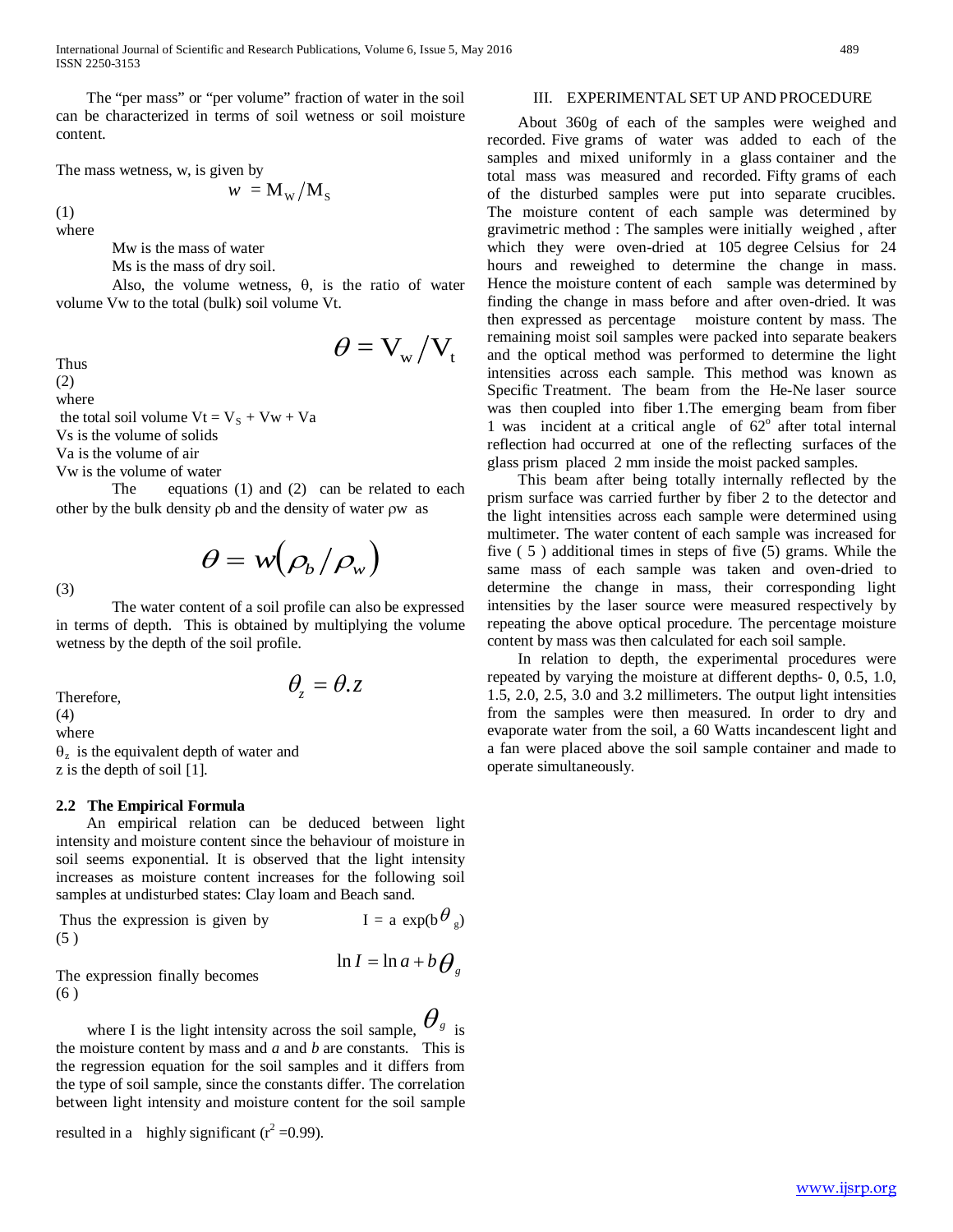The "per mass" or "per volume" fraction of water in the soil can be characterized in terms of soil wetness or soil moisture content.

The mass wetness, w, is given by

$$w = M_W / M_S \quad (1)$$

where

Mw is the mass of water

Ms is the mass of dry soil.

Also, the volume wetness, θ, is the ratio of water volume Vw to the total (bulk) soil volume Vt.

Thus

$$\theta = V_w / V_t \quad (2)$$

where

the total soil volume $V_t = V_S + V_w + V_a$

Vs is the volume of solids

Va is the volume of air

Vw is the volume of water

The equations (1) and (2) can be related to each other by the bulk density ρb and the density of water ρw as

$$\theta = w\left(\rho_b / \rho_w\right) \quad (3)$$

The water content of a soil profile can also be expressed in terms of depth. This is obtained by multiplying the volume wetness by the depth of the soil profile.

Therefore,

$$\theta_z = \theta . z \quad (4)$$

where

$\theta_z$ is the equivalent depth of water and

z is the depth of soil [1].

### 2.2 The Empirical Formula

An empirical relation can be deduced between light intensity and moisture content since the behaviour of moisture in soil seems exponential. It is observed that the light intensity increases as moisture content increases for the following soil samples at undisturbed states: Clay loam and Beach sand.

Thus the expression is given by

$$I = a \exp(b\theta_g) \quad (5)$$

The expression finally becomes

$$\ln I = \ln a + b\theta_g \quad (6)$$

where I is the light intensity across the soil sample, $\theta_g$ is the moisture content by mass and *a* and *b* are constants. This is the regression equation for the soil samples and it differs from the type of soil sample, since the constants differ. The correlation between light intensity and moisture content for the soil sample resulted in a highly significant ($r^2$ =0.99).

## III. EXPERIMENTAL SET UP AND PROCEDURE

About 360g of each of the samples were weighed and recorded. Five grams of water was added to each of the samples and mixed uniformly in a glass container and the total mass was measured and recorded. Fifty grams of each of the disturbed samples were put into separate crucibles. The moisture content of each sample was determined by gravimetric method : The samples were initially weighed , after which they were oven-dried at 105 degree Celsius for 24 hours and reweighed to determine the change in mass. Hence the moisture content of each sample was determined by finding the change in mass before and after oven-dried. It was then expressed as percentage moisture content by mass. The remaining moist soil samples were packed into separate beakers and the optical method was performed to determine the light intensities across each sample. This method was known as Specific Treatment. The beam from the He-Ne laser source was then coupled into fiber 1.The emerging beam from fiber 1 was incident at a critical angle of $62^o$ after total internal reflection had occurred at one of the reflecting surfaces of the glass prism placed 2 mm inside the moist packed samples.

This beam after being totally internally reflected by the prism surface was carried further by fiber 2 to the detector and the light intensities across each sample were determined using multimeter. The water content of each sample was increased for five ( 5 ) additional times in steps of five (5) grams. While the same mass of each sample was taken and oven-dried to determine the change in mass, their corresponding light intensities by the laser source were measured respectively by repeating the above optical procedure. The percentage moisture content by mass was then calculated for each soil sample.

In relation to depth, the experimental procedures were repeated by varying the moisture at different depths- 0, 0.5, 1.0, 1.5, 2.0, 2.5, 3.0 and 3.2 millimeters. The output light intensities from the samples were then measured. In order to dry and evaporate water from the soil, a 60 Watts incandescent light and a fan were placed above the soil sample container and made to operate simultaneously.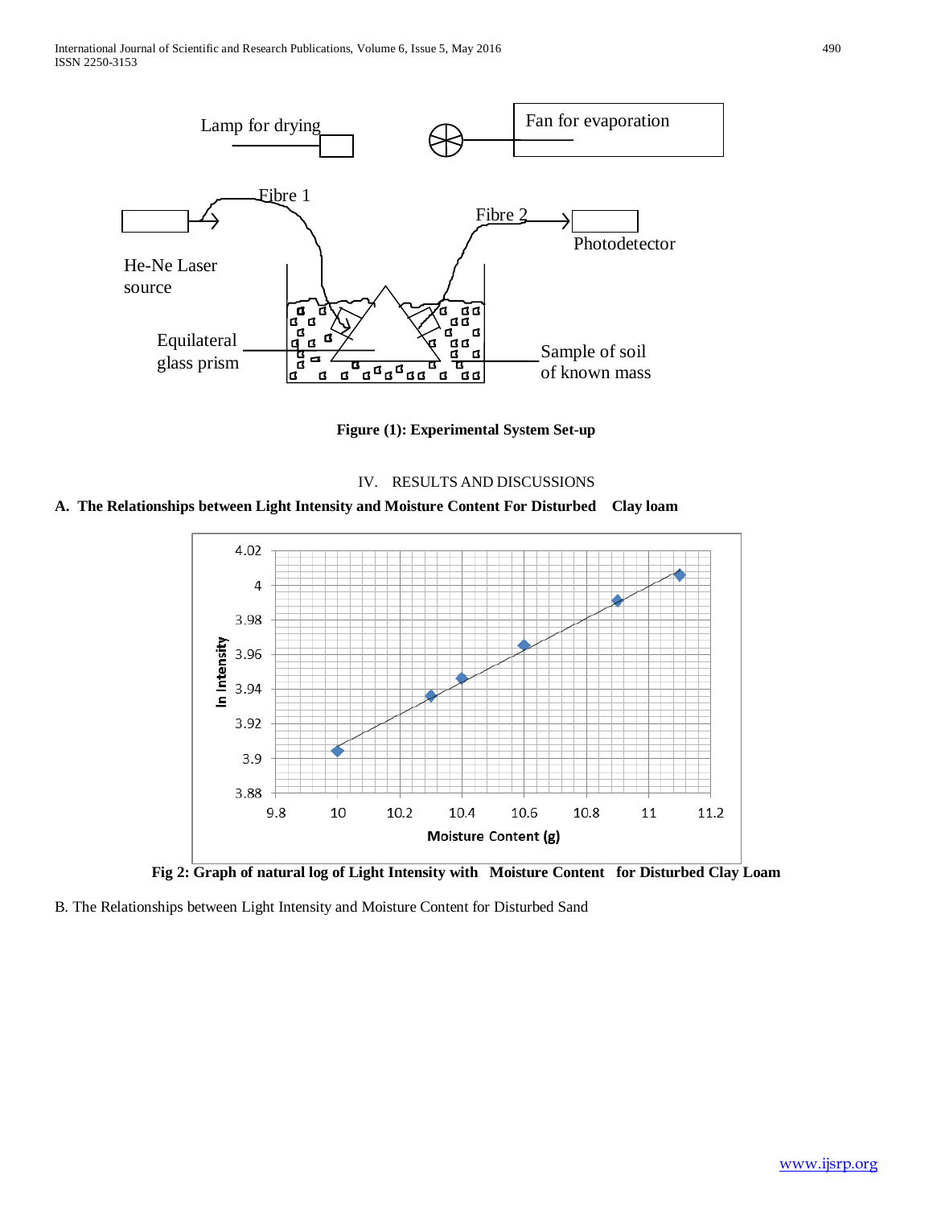Figure (1): Experimental System Set-up

## IV. RESULTS AND DISCUSSIONS

### A. The Relationships between Light Intensity and Moisture Content For Disturbed Clay loam

Fig 2: Graph of natural log of Light Intensity with Moisture Content for Disturbed Clay Loam

B. The Relationships between Light Intensity and Moisture Content for Disturbed Sand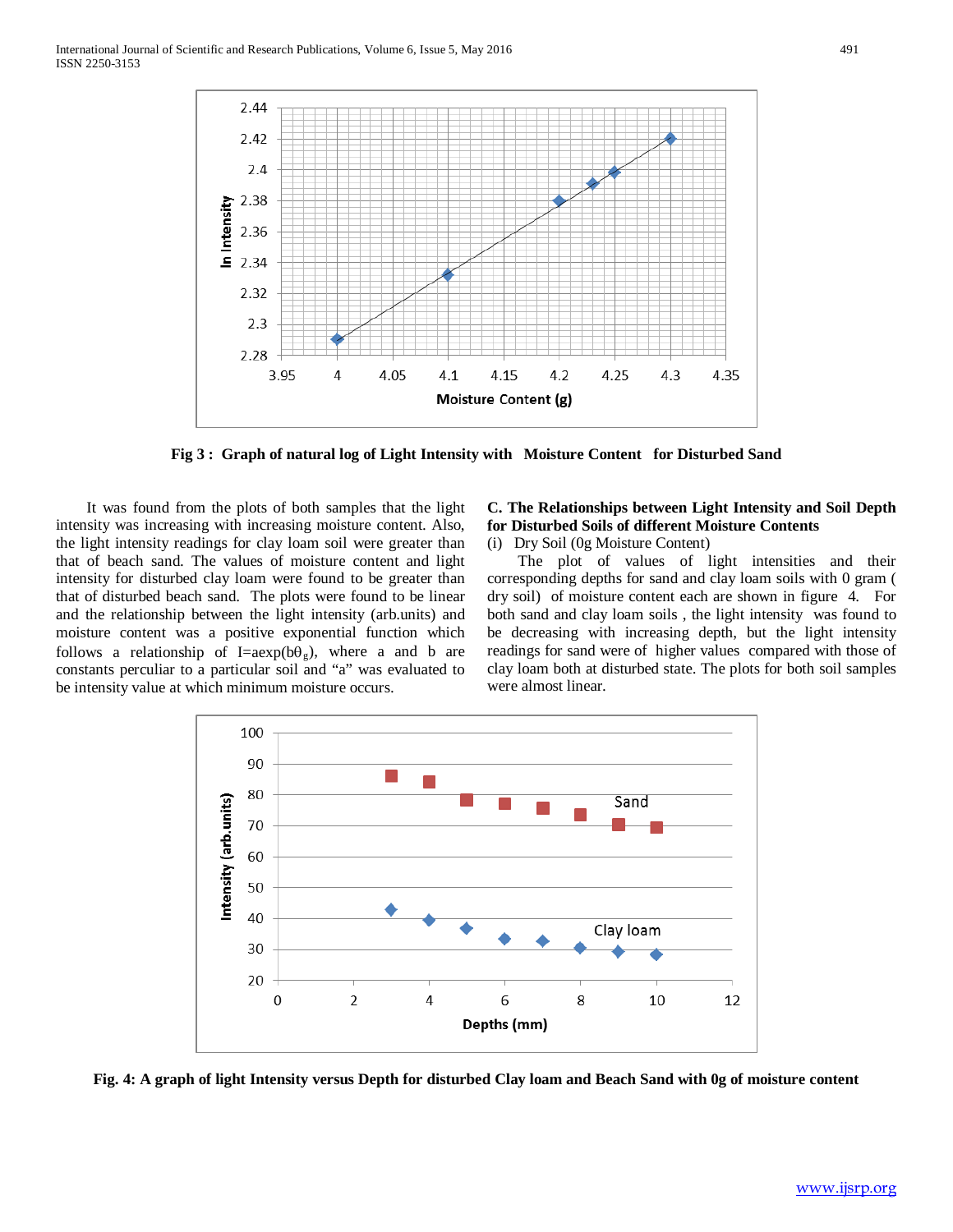Fig 3 : Graph of natural log of Light Intensity with Moisture Content for Disturbed Sand

It was found from the plots of both samples that the light intensity was increasing with increasing moisture content. Also, the light intensity readings for clay loam soil were greater than that of beach sand. The values of moisture content and light intensity for disturbed clay loam were found to be greater than that of disturbed beach sand. The plots were found to be linear and the relationship between the light intensity (arb.units) and moisture content was a positive exponential function which follows a relationship of $I = a\exp(b\theta_g)$, where a and b are constants perculiar to a particular soil and "a" was evaluated to be intensity value at which minimum moisture occurs.

### C. The Relationships between Light Intensity and Soil Depth for Disturbed Soils of different Moisture Contents

(i) Dry Soil (0g Moisture Content)

The plot of values of light intensities and their corresponding depths for sand and clay loam soils with 0 gram ( dry soil) of moisture content each are shown in figure 4. For both sand and clay loam soils , the light intensity was found to be decreasing with increasing depth, but the light intensity readings for sand were of higher values compared with those of clay loam both at disturbed state. The plots for both soil samples were almost linear.

Fig. 4: A graph of light Intensity versus Depth for disturbed Clay loam and Beach Sand with 0g of moisture content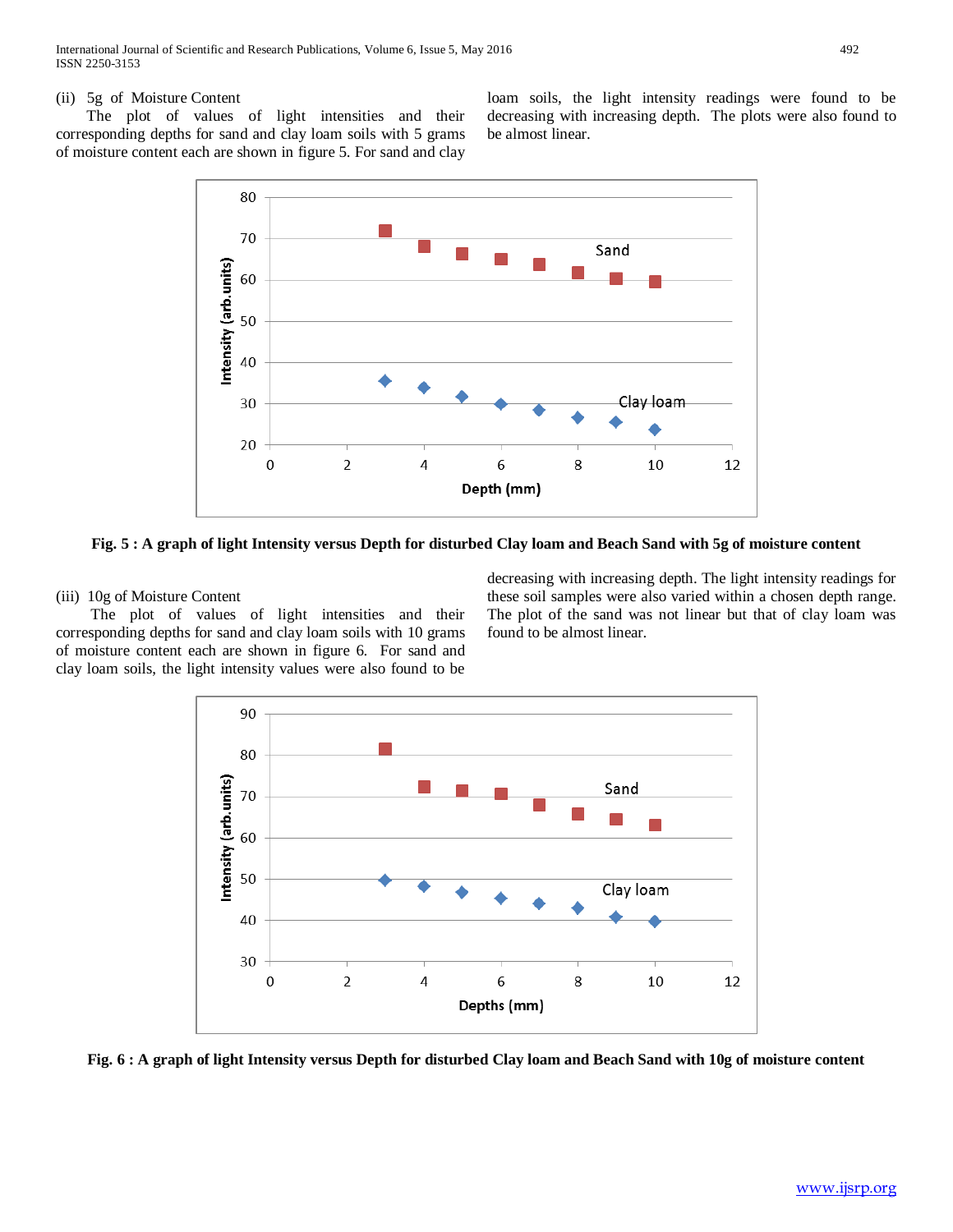(ii) 5g of Moisture Content

The plot of values of light intensities and their corresponding depths for sand and clay loam soils with 5 grams of moisture content each are shown in figure 5. For sand and clay loam soils, the light intensity readings were found to be decreasing with increasing depth. The plots were also found to be almost linear.

**Fig. 5 : A graph of light Intensity versus Depth for disturbed Clay loam and Beach Sand with 5g of moisture content**

(iii) 10g of Moisture Content

The plot of values of light intensities and their corresponding depths for sand and clay loam soils with 10 grams of moisture content each are shown in figure 6. For sand and clay loam soils, the light intensity values were also found to be decreasing with increasing depth. The light intensity readings for these soil samples were also varied within a chosen depth range. The plot of the sand was not linear but that of clay loam was found to be almost linear.

**Fig. 6 : A graph of light Intensity versus Depth for disturbed Clay loam and Beach Sand with 10g of moisture content**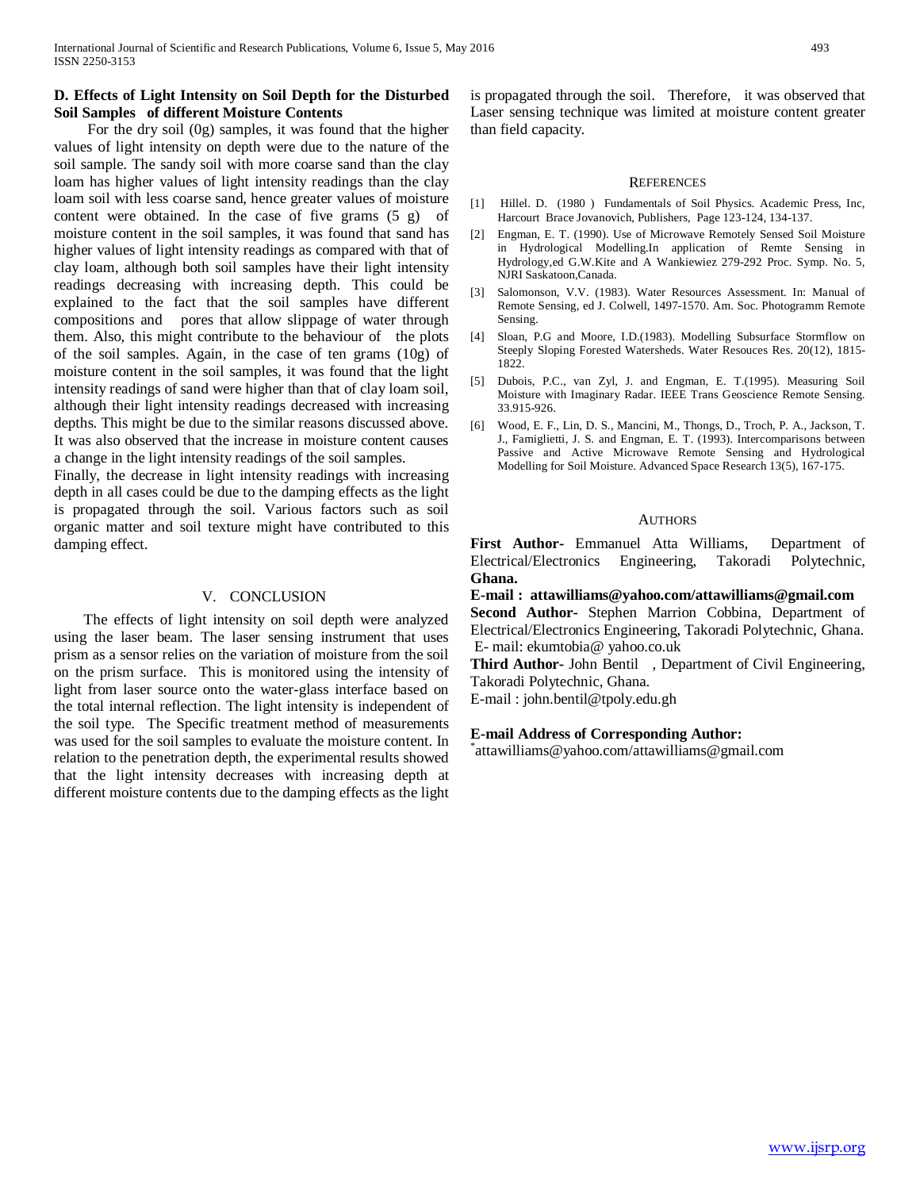### D. Effects of Light Intensity on Soil Depth for the Disturbed Soil Samples of different Moisture Contents

For the dry soil (0g) samples, it was found that the higher values of light intensity on depth were due to the nature of the soil sample. The sandy soil with more coarse sand than the clay loam has higher values of light intensity readings than the clay loam soil with less coarse sand, hence greater values of moisture content were obtained. In the case of five grams (5 g) of moisture content in the soil samples, it was found that sand has higher values of light intensity readings as compared with that of clay loam, although both soil samples have their light intensity readings decreasing with increasing depth. This could be explained to the fact that the soil samples have different compositions and pores that allow slippage of water through them. Also, this might contribute to the behaviour of the plots of the soil samples. Again, in the case of ten grams (10g) of moisture content in the soil samples, it was found that the light intensity readings of sand were higher than that of clay loam soil, although their light intensity readings decreased with increasing depths. This might be due to the similar reasons discussed above. It was also observed that the increase in moisture content causes a change in the light intensity readings of the soil samples.

Finally, the decrease in light intensity readings with increasing depth in all cases could be due to the damping effects as the light is propagated through the soil. Various factors such as soil organic matter and soil texture might have contributed to this damping effect.

## V. CONCLUSION

The effects of light intensity on soil depth were analyzed using the laser beam. The laser sensing instrument that uses prism as a sensor relies on the variation of moisture from the soil on the prism surface. This is monitored using the intensity of light from laser source onto the water-glass interface based on the total internal reflection. The light intensity is independent of the soil type. The Specific treatment method of measurements was used for the soil samples to evaluate the moisture content. In relation to the penetration depth, the experimental results showed that the light intensity decreases with increasing depth at different moisture contents due to the damping effects as the light is propagated through the soil. Therefore, it was observed that Laser sensing technique was limited at moisture content greater than field capacity.

## REFERENCES

[1] Hillel. D. (1980 ) Fundamentals of Soil Physics. Academic Press, Inc, Harcourt Brace Jovanovich, Publishers, Page 123-124, 134-137.

[2] Engman, E. T. (1990). Use of Microwave Remotely Sensed Soil Moisture in Hydrological Modelling.In application of Remte Sensing in Hydrology,ed G.W.Kite and A Wankiewiez 279-292 Proc. Symp. No. 5, NJRI Saskatoon,Canada.

[3] Salomonson, V.V. (1983). Water Resources Assessment. In: Manual of Remote Sensing, ed J. Colwell, 1497-1570. Am. Soc. Photogramm Remote Sensing.

[4] Sloan, P.G and Moore, I.D.(1983). Modelling Subsurface Stormflow on Steeply Sloping Forested Watersheds. Water Resouces Res. 20(12), 1815-1822.

[5] Dubois, P.C., van Zyl, J. and Engman, E. T.(1995). Measuring Soil Moisture with Imaginary Radar. IEEE Trans Geoscience Remote Sensing. 33.915-926.

[6] Wood, E. F., Lin, D. S., Mancini, M., Thongs, D., Troch, P. A., Jackson, T. J., Famiglietti, J. S. and Engman, E. T. (1993). Intercomparisons between Passive and Active Microwave Remote Sensing and Hydrological Modelling for Soil Moisture. Advanced Space Research 13(5), 167-175.

## AUTHORS

**First Author-** Emmanuel Atta Williams, Department of Electrical/Electronics Engineering, Takoradi Polytechnic, **Ghana.**

**E-mail : attawilliams@yahoo.com/attawilliams@gmail.com**

**Second Author-** Stephen Marrion Cobbina, Department of Electrical/Electronics Engineering, Takoradi Polytechnic, Ghana.
E- mail: ekumtobia@ yahoo.co.uk

**Third Author-** John Bentil , Department of Civil Engineering, Takoradi Polytechnic, Ghana.
E-mail : john.bentil@tpoly.edu.gh

**E-mail Address of Corresponding Author:**
*attawilliams@yahoo.com/attawilliams@gmail.com